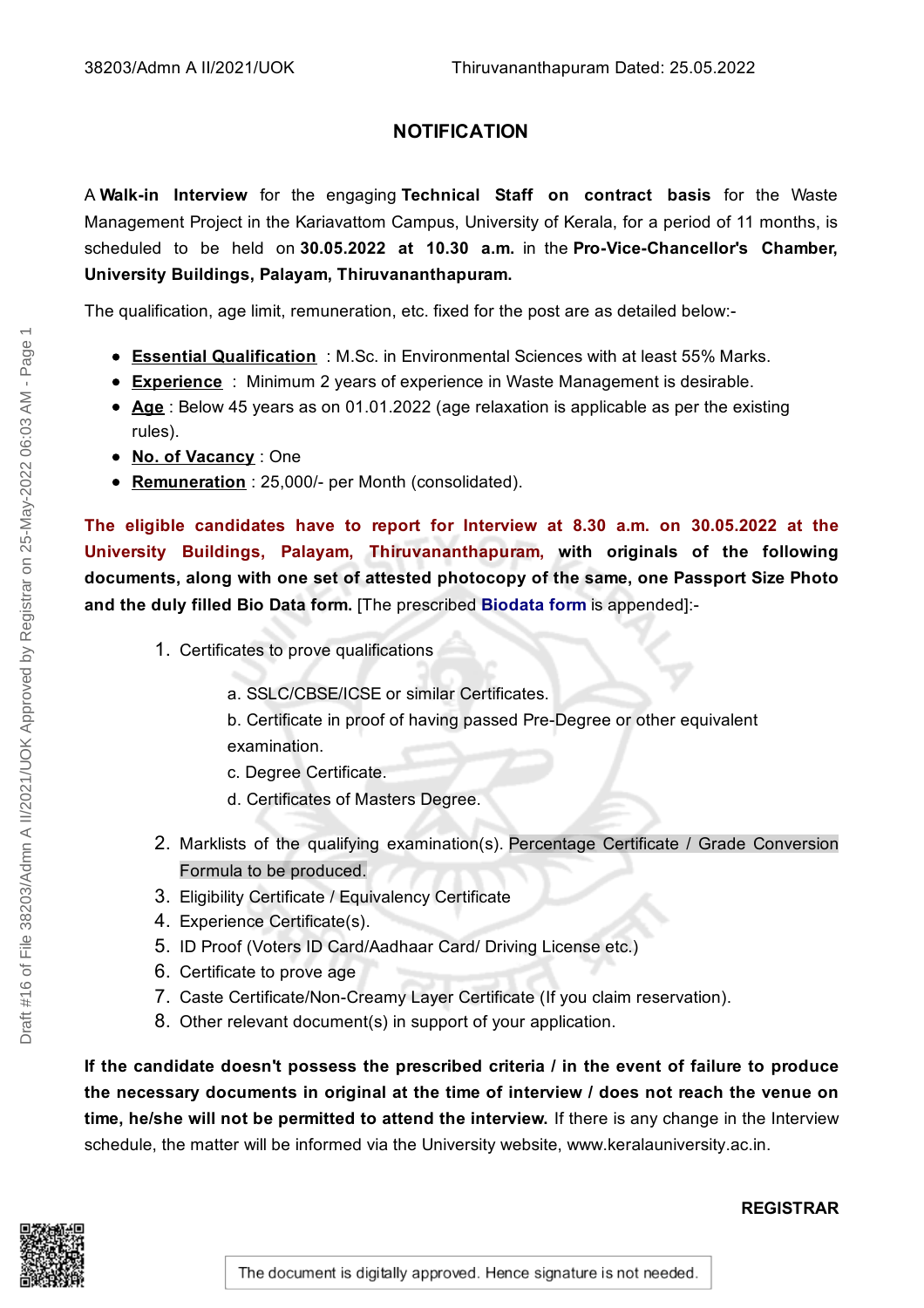38203/Admn A II/2021/UOK Thiruvananthapuram Dated: 25.05.2022

# NOTIFICATION

A **Walk-in Interview** for the engaging **Technical Staff on contract basis** for the Waste Management Project in the Kariavattom Campus, University of Kerala, for a period of 11 months, is scheduled to be held on **30.05.2022 at 10.30 a.m.** in the **Pro-Vice-Chancellor's Chamber, University Buildings, Palayam, Thiruvananthapuram.**

The qualification, age limit, remuneration, etc. fixed for the post are as detailed below:-

- **Essential Qualification** : M.Sc. in Environmental Sciences with at least 55% Marks.
- **Experience** : Minimum 2 years of experience in Waste Management is desirable.
- **Age** : Below 45 years as on 01.01.2022 (age relaxation is applicable as per the existing rules).
- **No. of Vacancy** : One
- **Remuneration** : 25,000/- per Month (consolidated).

**The eligible candidates have to report for Interview at 8.30 a.m. on 30.05.2022 at the University Buildings, Palayam, Thiruvananthapuram, with originals of the following documents, along with one set of attested photocopy of the same, one Passport Size Photo and the duly filled Bio Data form.** [The prescribed Biodata form is appended]:-

1. Certificates to prove qualifications
   - a. SSLC/CBSE/ICSE or similar Certificates.
   - b. Certificate in proof of having passed Pre-Degree or other equivalent examination.
   - c. Degree Certificate.
   - d. Certificates of Masters Degree.
2. Marklists of the qualifying examination(s). Percentage Certificate / Grade Conversion Formula to be produced.
3. Eligibility Certificate / Equivalency Certificate
4. Experience Certificate(s).
5. ID Proof (Voters ID Card/Aadhaar Card/ Driving License etc.)
6. Certificate to prove age
7. Caste Certificate/Non-Creamy Layer Certificate (If you claim reservation).
8. Other relevant document(s) in support of your application.

**If the candidate doesn't possess the prescribed criteria / in the event of failure to produce the necessary documents in original at the time of interview / does not reach the venue on time, he/she will not be permitted to attend the interview.** If there is any change in the Interview schedule, the matter will be informed via the University website, www.keralauniversity.ac.in.

**REGISTRAR**

The document is digitally approved. Hence signature is not needed.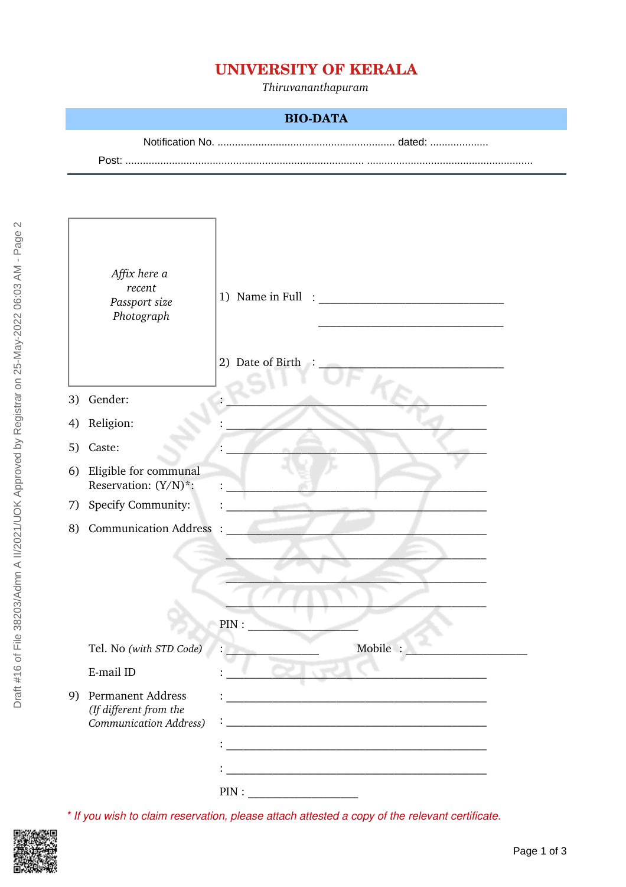# UNIVERSITY OF KERALA

*Thiruvananthapuram*

## BIO-DATA

Notification No. ............................................................ dated: ....................

Post: ................................................................................... .........................................................

*Affix here a recent Passport size Photograph*

1) Name in Full : ________________________________

________________________________

2) Date of Birth : ________________________________

3) Gender: : ________________________________

4) Religion: : ________________________________

5) Caste: : ________________________________

6) Eligible for communal Reservation: (Y/N)*: : ________________________________

7) Specify Community: : ________________________________

8) Communication Address : ________________________________

________________________________

________________________________

________________________________

PIN : __________________

Tel. No *(with STD Code)* : ______________ Mobile : ____________________

E-mail ID : ________________________________

9) Permanent Address *(If different from the Communication Address)* : ________________________________

: ________________________________

: ________________________________

: ________________________________

PIN : __________________

*\* If you wish to claim reservation, please attach attested a copy of the relevant certificate.*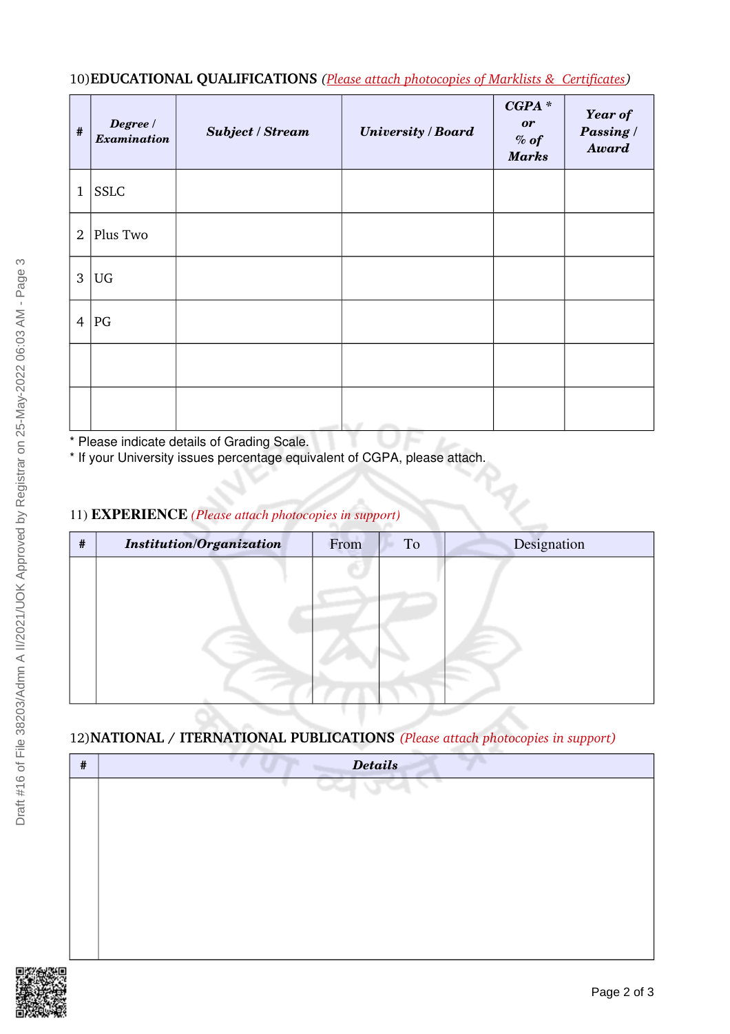10) **EDUCATIONAL QUALIFICATIONS** *(Please attach photocopies of Marklists & Certificates)*

| # | *Degree / Examination* | *Subject / Stream* | *University / Board* | *CGPA * or % of Marks* | *Year of Passing / Award* |
|---|---|---|---|---|---|
| 1 | SSLC | | | | |
| 2 | Plus Two | | | | |
| 3 | UG | | | | |
| 4 | PG | | | | |
| | | | | | |
| | | | | | |

* Please indicate details of Grading Scale.
* If your University issues percentage equivalent of CGPA, please attach.

11) **EXPERIENCE** *(Please attach photocopies in support)*

| # | *Institution/Organization* | From | To | Designation |
|---|---|---|---|---|
| | | | | |

12) **NATIONAL / ITERNATIONAL PUBLICATIONS** *(Please attach photocopies in support)*

| # | *Details* |
|---|---|
| | |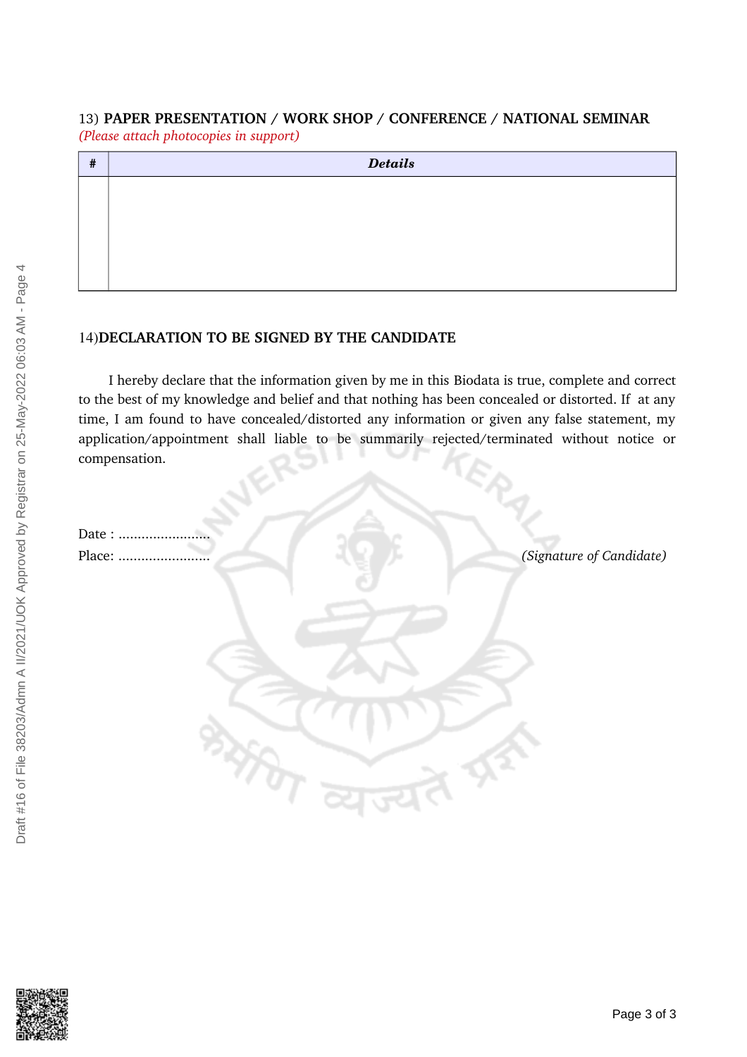13) **PAPER PRESENTATION / WORK SHOP / CONFERENCE / NATIONAL SEMINAR**
*(Please attach photocopies in support)*

| # | *Details* |
|---|---|
| | |

14)**DECLARATION TO BE SIGNED BY THE CANDIDATE**

I hereby declare that the information given by me in this Biodata is true, complete and correct to the best of my knowledge and belief and that nothing has been concealed or distorted. If at any time, I am found to have concealed/distorted any information or given any false statement, my application/appointment shall liable to be summarily rejected/terminated without notice or compensation.

Date : ........................

Place: ........................ *(Signature of Candidate)*